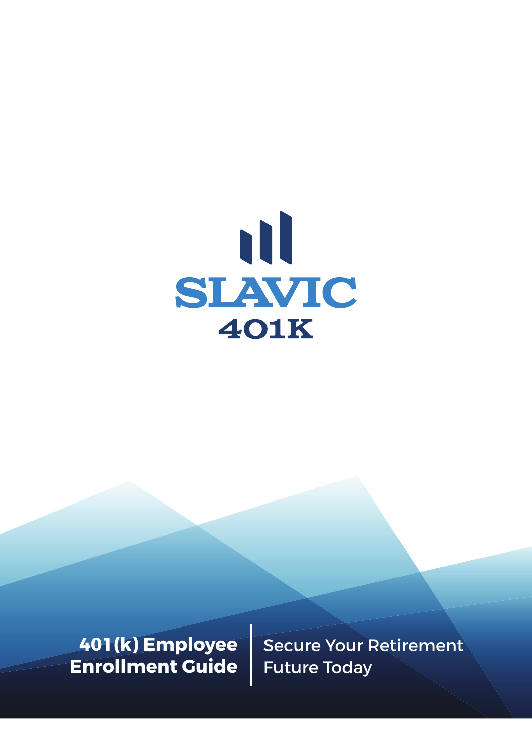# SLAVIC 401K

## 401(k) Employee Enrollment Guide

Secure Your Retirement Future Today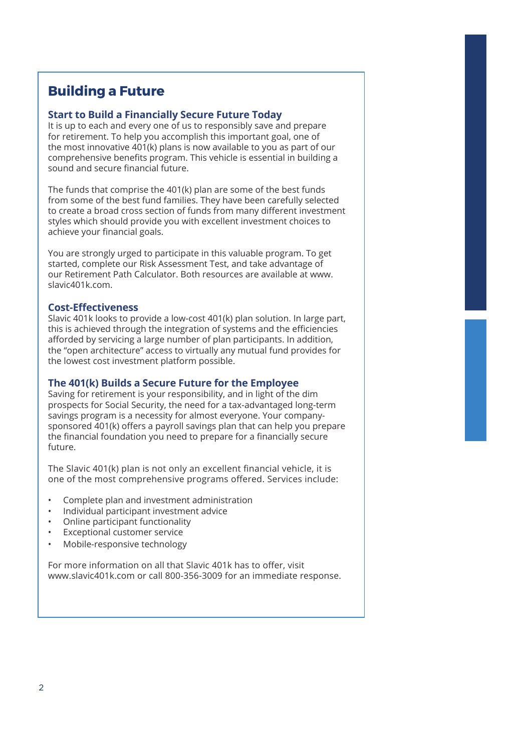# Building a Future

## Start to Build a Financially Secure Future Today

It is up to each and every one of us to responsibly save and prepare for retirement. To help you accomplish this important goal, one of the most innovative 401(k) plans is now available to you as part of our comprehensive benefits program. This vehicle is essential in building a sound and secure financial future.

The funds that comprise the 401(k) plan are some of the best funds from some of the best fund families. They have been carefully selected to create a broad cross section of funds from many different investment styles which should provide you with excellent investment choices to achieve your financial goals.

You are strongly urged to participate in this valuable program. To get started, complete our Risk Assessment Test, and take advantage of our Retirement Path Calculator. Both resources are available at www.slavic401k.com.

## Cost-Effectiveness

Slavic 401k looks to provide a low-cost 401(k) plan solution. In large part, this is achieved through the integration of systems and the efficiencies afforded by servicing a large number of plan participants. In addition, the "open architecture" access to virtually any mutual fund provides for the lowest cost investment platform possible.

## The 401(k) Builds a Secure Future for the Employee

Saving for retirement is your responsibility, and in light of the dim prospects for Social Security, the need for a tax-advantaged long-term savings program is a necessity for almost everyone. Your company-sponsored 401(k) offers a payroll savings plan that can help you prepare the financial foundation you need to prepare for a financially secure future.

The Slavic 401(k) plan is not only an excellent financial vehicle, it is one of the most comprehensive programs offered. Services include:

- Complete plan and investment administration
- Individual participant investment advice
- Online participant functionality
- Exceptional customer service
- Mobile-responsive technology

For more information on all that Slavic 401k has to offer, visit www.slavic401k.com or call 800-356-3009 for an immediate response.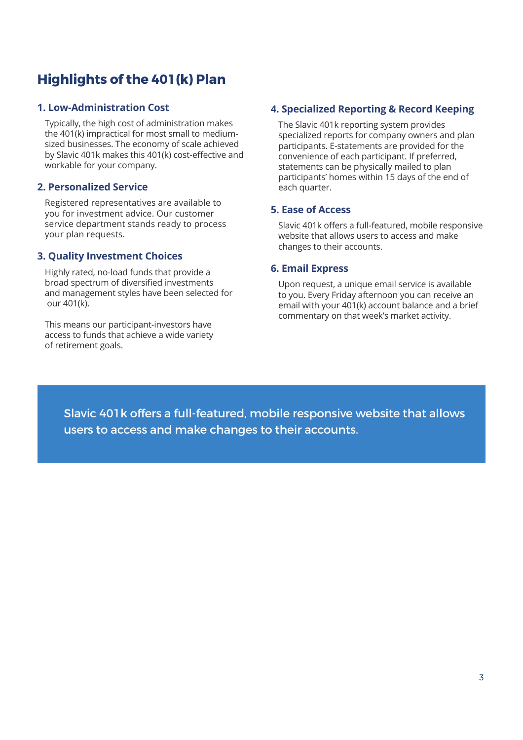## Highlights of the 401(k) Plan

### 1. Low-Administration Cost

Typically, the high cost of administration makes the 401(k) impractical for most small to medium-sized businesses. The economy of scale achieved by Slavic 401k makes this 401(k) cost-effective and workable for your company.

### 2. Personalized Service

Registered representatives are available to you for investment advice. Our customer service department stands ready to process your plan requests.

### 3. Quality Investment Choices

Highly rated, no-load funds that provide a broad spectrum of diversified investments and management styles have been selected for our 401(k).

This means our participant-investors have access to funds that achieve a wide variety of retirement goals.

### 4. Specialized Reporting & Record Keeping

The Slavic 401k reporting system provides specialized reports for company owners and plan participants. E-statements are provided for the convenience of each participant. If preferred, statements can be physically mailed to plan participants' homes within 15 days of the end of each quarter.

### 5. Ease of Access

Slavic 401k offers a full-featured, mobile responsive website that allows users to access and make changes to their accounts.

### 6. Email Express

Upon request, a unique email service is available to you. Every Friday afternoon you can receive an email with your 401(k) account balance and a brief commentary on that week's market activity.

Slavic 401k offers a full-featured, mobile responsive website that allows users to access and make changes to their accounts.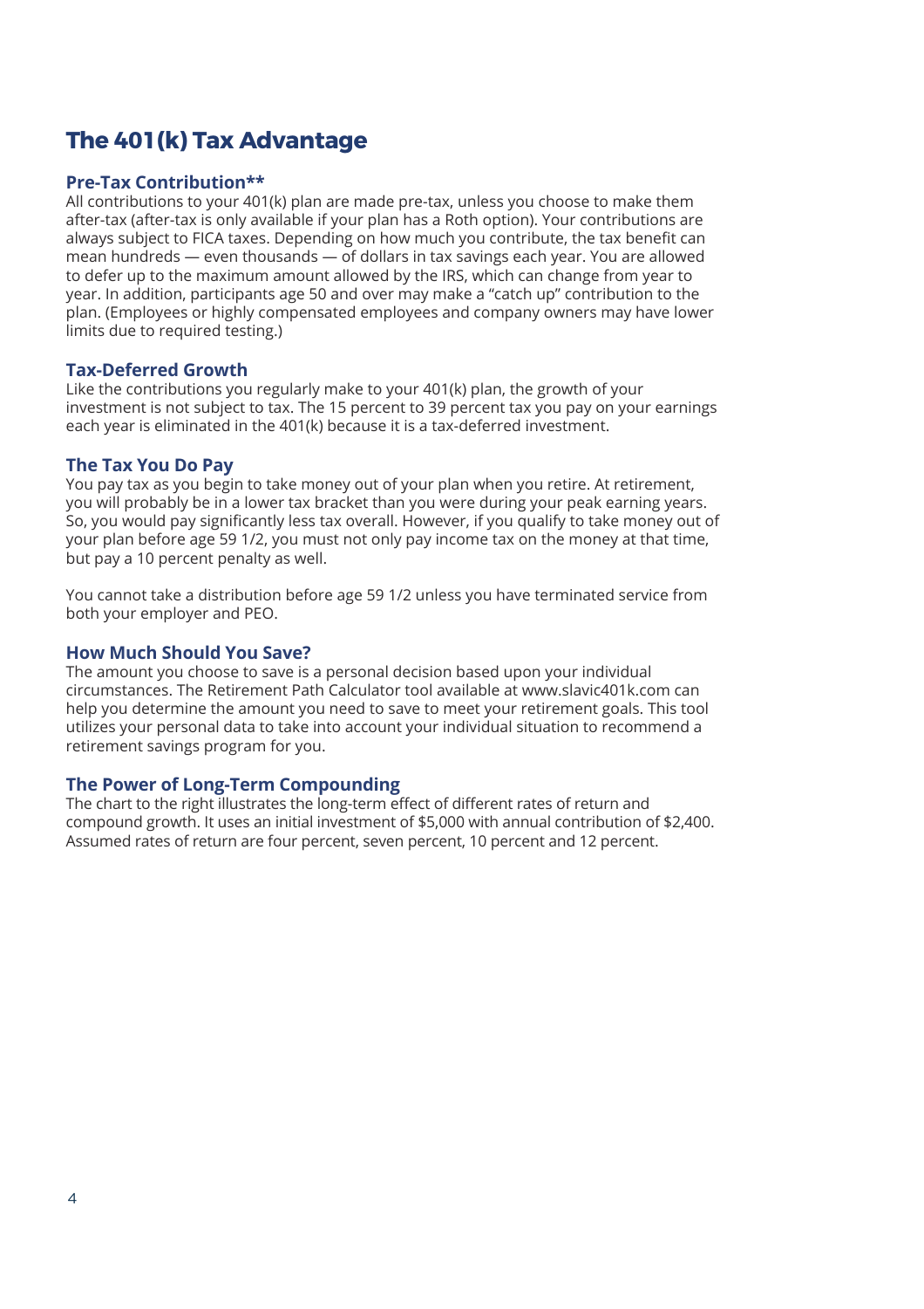# The 401(k) Tax Advantage

## Pre-Tax Contribution**

All contributions to your 401(k) plan are made pre-tax, unless you choose to make them after-tax (after-tax is only available if your plan has a Roth option). Your contributions are always subject to FICA taxes. Depending on how much you contribute, the tax benefit can mean hundreds — even thousands — of dollars in tax savings each year. You are allowed to defer up to the maximum amount allowed by the IRS, which can change from year to year. In addition, participants age 50 and over may make a "catch up" contribution to the plan. (Employees or highly compensated employees and company owners may have lower limits due to required testing.)

## Tax-Deferred Growth

Like the contributions you regularly make to your 401(k) plan, the growth of your investment is not subject to tax. The 15 percent to 39 percent tax you pay on your earnings each year is eliminated in the 401(k) because it is a tax-deferred investment.

## The Tax You Do Pay

You pay tax as you begin to take money out of your plan when you retire. At retirement, you will probably be in a lower tax bracket than you were during your peak earning years. So, you would pay significantly less tax overall. However, if you qualify to take money out of your plan before age 59 1/2, you must not only pay income tax on the money at that time, but pay a 10 percent penalty as well.

You cannot take a distribution before age 59 1/2 unless you have terminated service from both your employer and PEO.

## How Much Should You Save?

The amount you choose to save is a personal decision based upon your individual circumstances. The Retirement Path Calculator tool available at www.slavic401k.com can help you determine the amount you need to save to meet your retirement goals. This tool utilizes your personal data to take into account your individual situation to recommend a retirement savings program for you.

## The Power of Long-Term Compounding

The chart to the right illustrates the long-term effect of different rates of return and compound growth. It uses an initial investment of $5,000 with annual contribution of $2,400. Assumed rates of return are four percent, seven percent, 10 percent and 12 percent.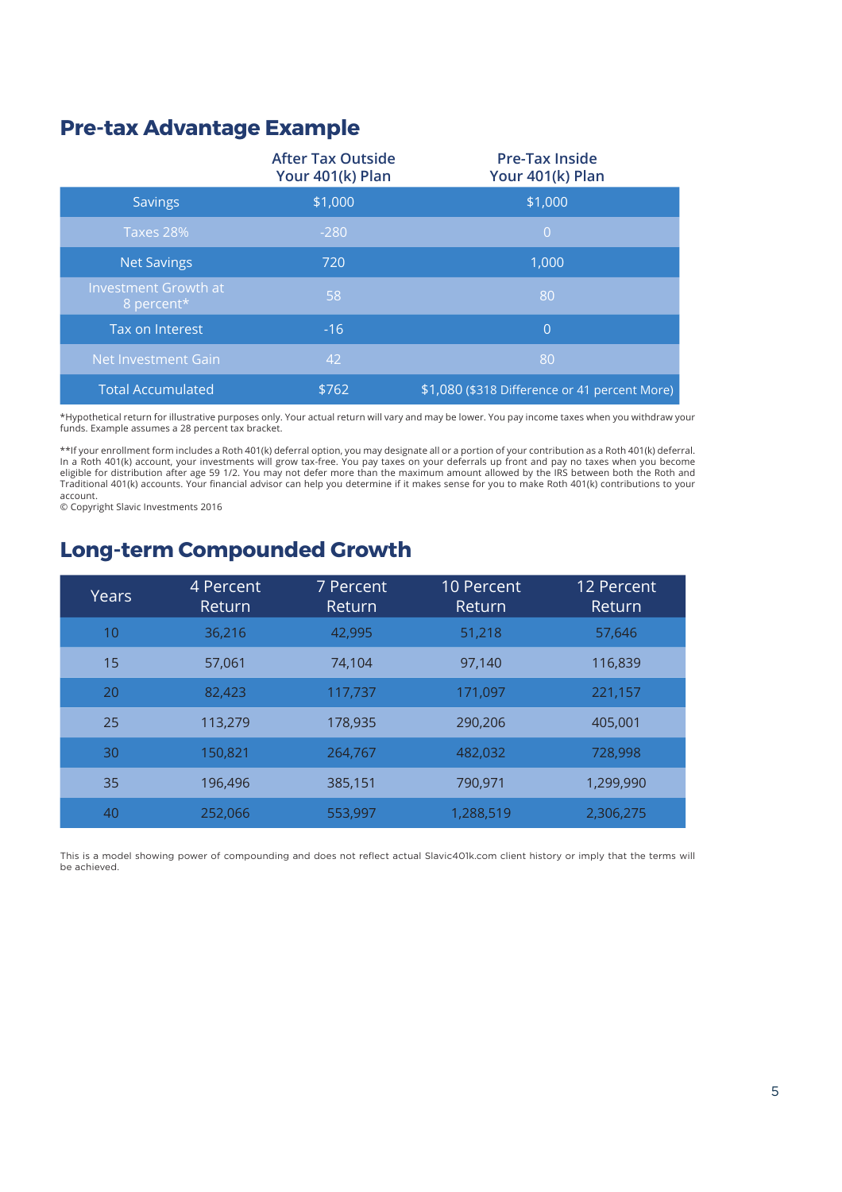## Pre-tax Advantage Example

| | After Tax Outside Your 401(k) Plan | Pre-Tax Inside Your 401(k) Plan |
|---|---|---|
| Savings | $1,000 | $1,000 |
| Taxes 28% | -280 | 0 |
| Net Savings | 720 | 1,000 |
| Investment Growth at 8 percent* | 58 | 80 |
| Tax on Interest | -16 | 0 |
| Net Investment Gain | 42 | 80 |
| Total Accumulated | $762 | $1,080 ($318 Difference or 41 percent More) |

*Hypothetical return for illustrative purposes only. Your actual return will vary and may be lower. You pay income taxes when you withdraw your funds. Example assumes a 28 percent tax bracket.

**If your enrollment form includes a Roth 401(k) deferral option, you may designate all or a portion of your contribution as a Roth 401(k) deferral. In a Roth 401(k) account, your investments will grow tax-free. You pay taxes on your deferrals up front and pay no taxes when you become eligible for distribution after age 59 1/2. You may not defer more than the maximum amount allowed by the IRS between both the Roth and Traditional 401(k) accounts. Your financial advisor can help you determine if it makes sense for you to make Roth 401(k) contributions to your account.
© Copyright Slavic Investments 2016

## Long-term Compounded Growth

| Years | 4 Percent Return | 7 Percent Return | 10 Percent Return | 12 Percent Return |
|---|---|---|---|---|
| 10 | 36,216 | 42,995 | 51,218 | 57,646 |
| 15 | 57,061 | 74,104 | 97,140 | 116,839 |
| 20 | 82,423 | 117,737 | 171,097 | 221,157 |
| 25 | 113,279 | 178,935 | 290,206 | 405,001 |
| 30 | 150,821 | 264,767 | 482,032 | 728,998 |
| 35 | 196,496 | 385,151 | 790,971 | 1,299,990 |
| 40 | 252,066 | 553,997 | 1,288,519 | 2,306,275 |

This is a model showing power of compounding and does not reflect actual Slavic401k.com client history or imply that the terms will be achieved.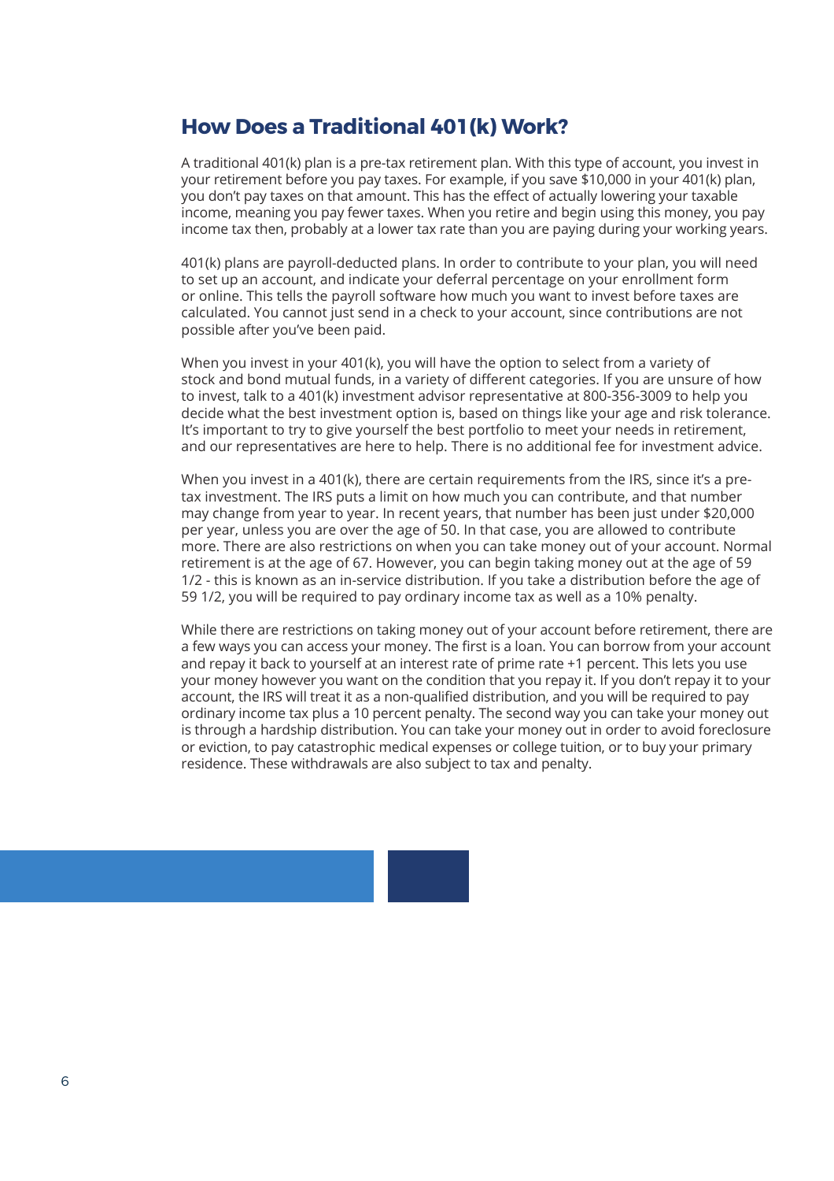## How Does a Traditional 401(k) Work?

A traditional 401(k) plan is a pre-tax retirement plan. With this type of account, you invest in your retirement before you pay taxes. For example, if you save $10,000 in your 401(k) plan, you don't pay taxes on that amount. This has the effect of actually lowering your taxable income, meaning you pay fewer taxes. When you retire and begin using this money, you pay income tax then, probably at a lower tax rate than you are paying during your working years.

401(k) plans are payroll-deducted plans. In order to contribute to your plan, you will need to set up an account, and indicate your deferral percentage on your enrollment form or online. This tells the payroll software how much you want to invest before taxes are calculated. You cannot just send in a check to your account, since contributions are not possible after you've been paid.

When you invest in your 401(k), you will have the option to select from a variety of stock and bond mutual funds, in a variety of different categories. If you are unsure of how to invest, talk to a 401(k) investment advisor representative at 800-356-3009 to help you decide what the best investment option is, based on things like your age and risk tolerance. It's important to try to give yourself the best portfolio to meet your needs in retirement, and our representatives are here to help. There is no additional fee for investment advice.

When you invest in a 401(k), there are certain requirements from the IRS, since it's a pre-tax investment. The IRS puts a limit on how much you can contribute, and that number may change from year to year. In recent years, that number has been just under $20,000 per year, unless you are over the age of 50. In that case, you are allowed to contribute more. There are also restrictions on when you can take money out of your account. Normal retirement is at the age of 67. However, you can begin taking money out at the age of 59 1/2 - this is known as an in-service distribution. If you take a distribution before the age of 59 1/2, you will be required to pay ordinary income tax as well as a 10% penalty.

While there are restrictions on taking money out of your account before retirement, there are a few ways you can access your money. The first is a loan. You can borrow from your account and repay it back to yourself at an interest rate of prime rate +1 percent. This lets you use your money however you want on the condition that you repay it. If you don't repay it to your account, the IRS will treat it as a non-qualified distribution, and you will be required to pay ordinary income tax plus a 10 percent penalty. The second way you can take your money out is through a hardship distribution. You can take your money out in order to avoid foreclosure or eviction, to pay catastrophic medical expenses or college tuition, or to buy your primary residence. These withdrawals are also subject to tax and penalty.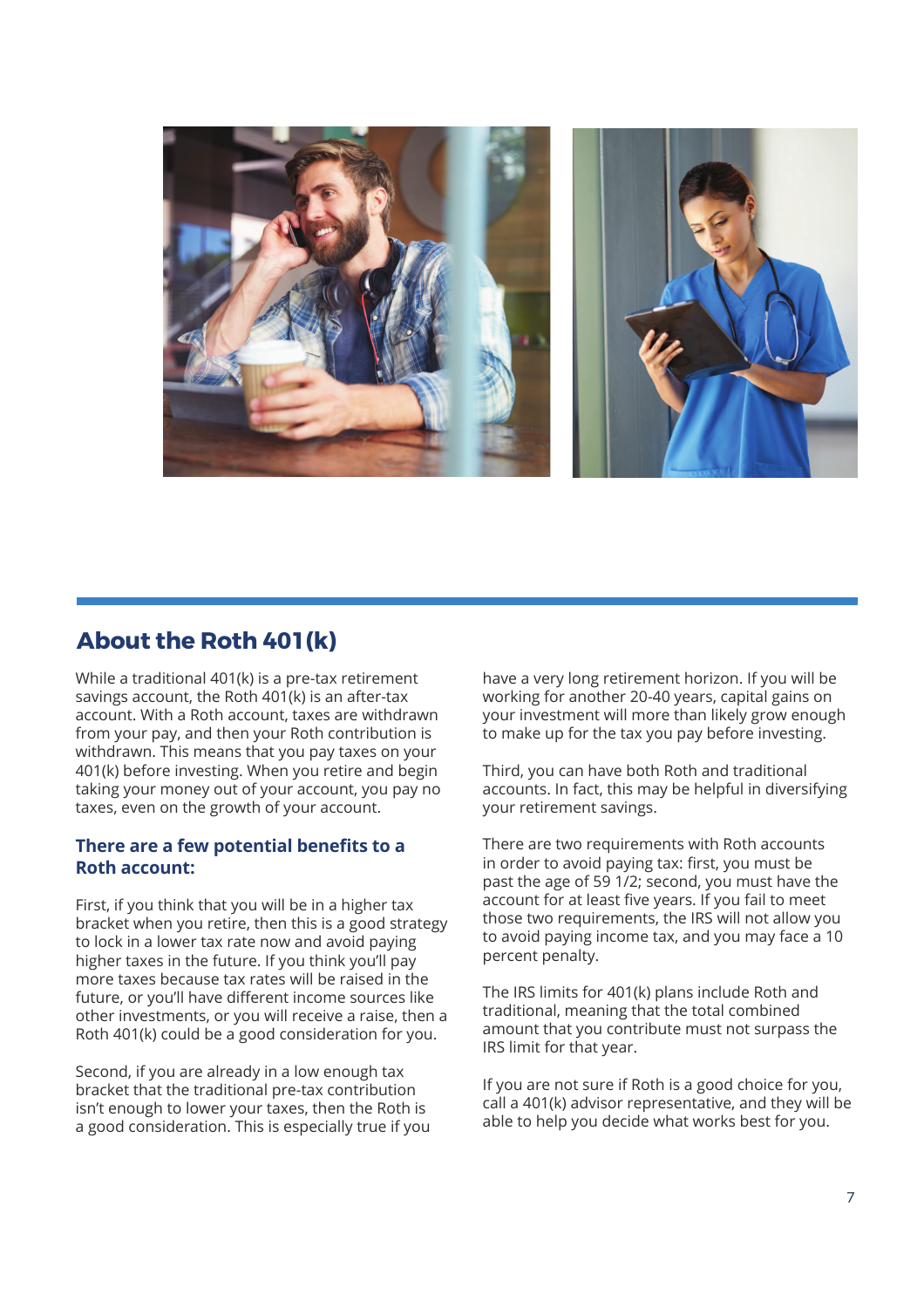## About the Roth 401(k)

While a traditional 401(k) is a pre-tax retirement savings account, the Roth 401(k) is an after-tax account. With a Roth account, taxes are withdrawn from your pay, and then your Roth contribution is withdrawn. This means that you pay taxes on your 401(k) before investing. When you retire and begin taking your money out of your account, you pay no taxes, even on the growth of your account.

### There are a few potential benefits to a Roth account:

First, if you think that you will be in a higher tax bracket when you retire, then this is a good strategy to lock in a lower tax rate now and avoid paying higher taxes in the future. If you think you'll pay more taxes because tax rates will be raised in the future, or you'll have different income sources like other investments, or you will receive a raise, then a Roth 401(k) could be a good consideration for you.

Second, if you are already in a low enough tax bracket that the traditional pre-tax contribution isn't enough to lower your taxes, then the Roth is a good consideration. This is especially true if you have a very long retirement horizon. If you will be working for another 20-40 years, capital gains on your investment will more than likely grow enough to make up for the tax you pay before investing.

Third, you can have both Roth and traditional accounts. In fact, this may be helpful in diversifying your retirement savings.

There are two requirements with Roth accounts in order to avoid paying tax: first, you must be past the age of 59 1/2; second, you must have the account for at least five years. If you fail to meet those two requirements, the IRS will not allow you to avoid paying income tax, and you may face a 10 percent penalty.

The IRS limits for 401(k) plans include Roth and traditional, meaning that the total combined amount that you contribute must not surpass the IRS limit for that year.

If you are not sure if Roth is a good choice for you, call a 401(k) advisor representative, and they will be able to help you decide what works best for you.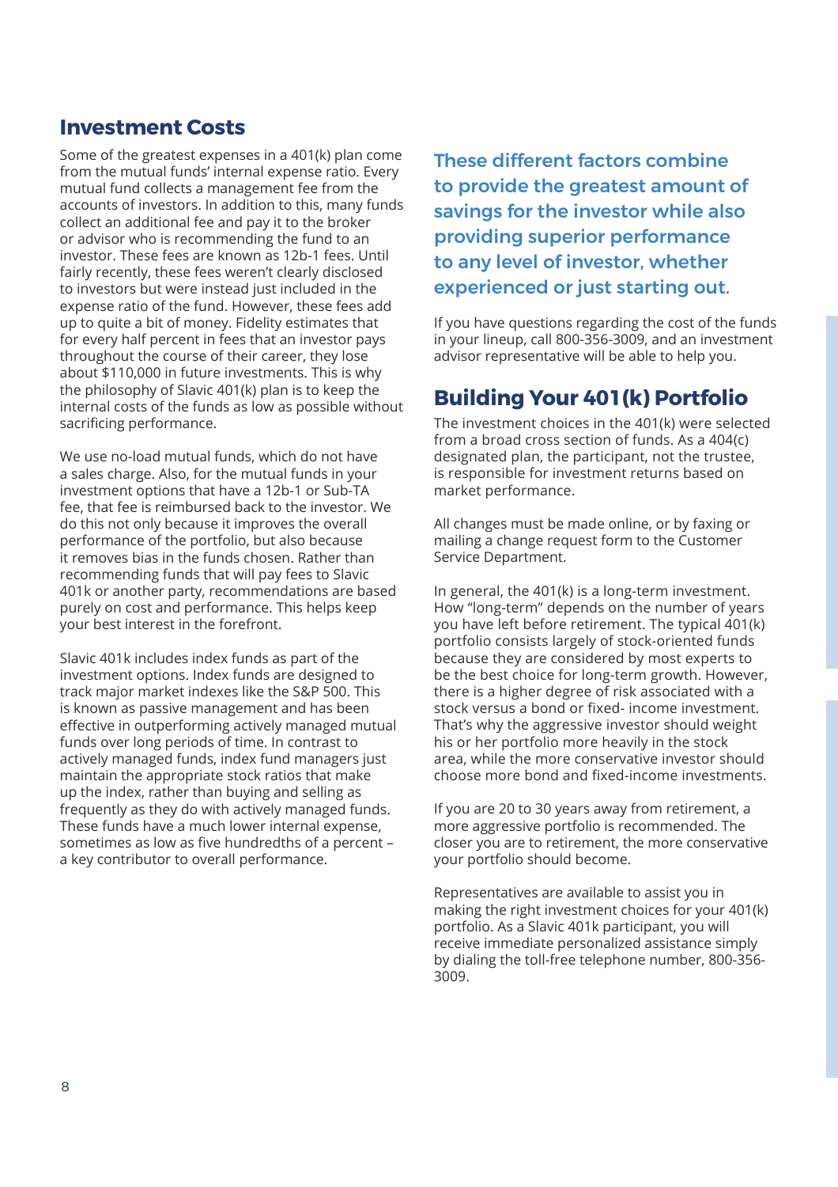## Investment Costs

Some of the greatest expenses in a 401(k) plan come from the mutual funds' internal expense ratio. Every mutual fund collects a management fee from the accounts of investors. In addition to this, many funds collect an additional fee and pay it to the broker or advisor who is recommending the fund to an investor. These fees are known as 12b-1 fees. Until fairly recently, these fees weren't clearly disclosed to investors but were instead just included in the expense ratio of the fund. However, these fees add up to quite a bit of money. Fidelity estimates that for every half percent in fees that an investor pays throughout the course of their career, they lose about $110,000 in future investments. This is why the philosophy of Slavic 401(k) plan is to keep the internal costs of the funds as low as possible without sacrificing performance.

We use no-load mutual funds, which do not have a sales charge. Also, for the mutual funds in your investment options that have a 12b-1 or Sub-TA fee, that fee is reimbursed back to the investor. We do this not only because it improves the overall performance of the portfolio, but also because it removes bias in the funds chosen. Rather than recommending funds that will pay fees to Slavic 401k or another party, recommendations are based purely on cost and performance. This helps keep your best interest in the forefront.

Slavic 401k includes index funds as part of the investment options. Index funds are designed to track major market indexes like the S&P 500. This is known as passive management and has been effective in outperforming actively managed mutual funds over long periods of time. In contrast to actively managed funds, index fund managers just maintain the appropriate stock ratios that make up the index, rather than buying and selling as frequently as they do with actively managed funds. These funds have a much lower internal expense, sometimes as low as five hundredths of a percent – a key contributor to overall performance.

**These different factors combine to provide the greatest amount of savings for the investor while also providing superior performance to any level of investor, whether experienced or just starting out.**

If you have questions regarding the cost of the funds in your lineup, call 800-356-3009, and an investment advisor representative will be able to help you.

## Building Your 401(k) Portfolio

The investment choices in the 401(k) were selected from a broad cross section of funds. As a 404(c) designated plan, the participant, not the trustee, is responsible for investment returns based on market performance.

All changes must be made online, or by faxing or mailing a change request form to the Customer Service Department.

In general, the 401(k) is a long-term investment. How "long-term" depends on the number of years you have left before retirement. The typical 401(k) portfolio consists largely of stock-oriented funds because they are considered by most experts to be the best choice for long-term growth. However, there is a higher degree of risk associated with a stock versus a bond or fixed- income investment. That's why the aggressive investor should weight his or her portfolio more heavily in the stock area, while the more conservative investor should choose more bond and fixed-income investments.

If you are 20 to 30 years away from retirement, a more aggressive portfolio is recommended. The closer you are to retirement, the more conservative your portfolio should become.

Representatives are available to assist you in making the right investment choices for your 401(k) portfolio. As a Slavic 401k participant, you will receive immediate personalized assistance simply by dialing the toll-free telephone number, 800-356-3009.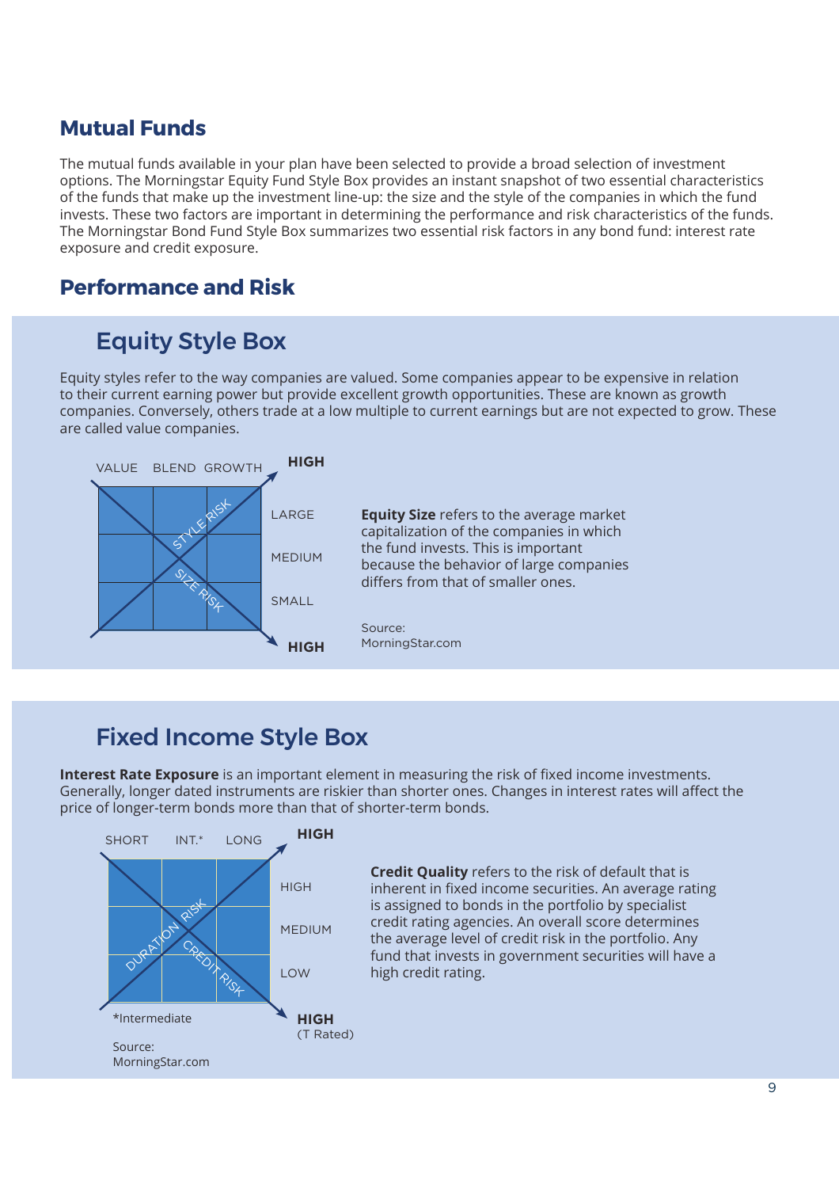## Mutual Funds

The mutual funds available in your plan have been selected to provide a broad selection of investment options. The Morningstar Equity Fund Style Box provides an instant snapshot of two essential characteristics of the funds that make up the investment line-up: the size and the style of the companies in which the fund invests. These two factors are important in determining the performance and risk characteristics of the funds. The Morningstar Bond Fund Style Box summarizes two essential risk factors in any bond fund: interest rate exposure and credit exposure.

## Performance and Risk

### Equity Style Box

Equity styles refer to the way companies are valued. Some companies appear to be expensive in relation to their current earning power but provide excellent growth opportunities. These are known as growth companies. Conversely, others trade at a low multiple to current earnings but are not expected to grow. These are called value companies.

VALUE BLEND GROWTH — HIGH

LARGE

MEDIUM

SMALL

HIGH

STYLE RISK

SIZE RISK

**Equity Size** refers to the average market capitalization of the companies in which the fund invests. This is important because the behavior of large companies differs from that of smaller ones.

Source:
MorningStar.com

### Fixed Income Style Box

**Interest Rate Exposure** is an important element in measuring the risk of fixed income investments. Generally, longer dated instruments are riskier than shorter ones. Changes in interest rates will affect the price of longer-term bonds more than that of shorter-term bonds.

SHORT INT.* LONG — HIGH

HIGH

MEDIUM

LOW

HIGH (T Rated)

DURATION RISK

CREDIT RISK

*Intermediate

Source:
MorningStar.com

**Credit Quality** refers to the risk of default that is inherent in fixed income securities. An average rating is assigned to bonds in the portfolio by specialist credit rating agencies. An overall score determines the average level of credit risk in the portfolio. Any fund that invests in government securities will have a high credit rating.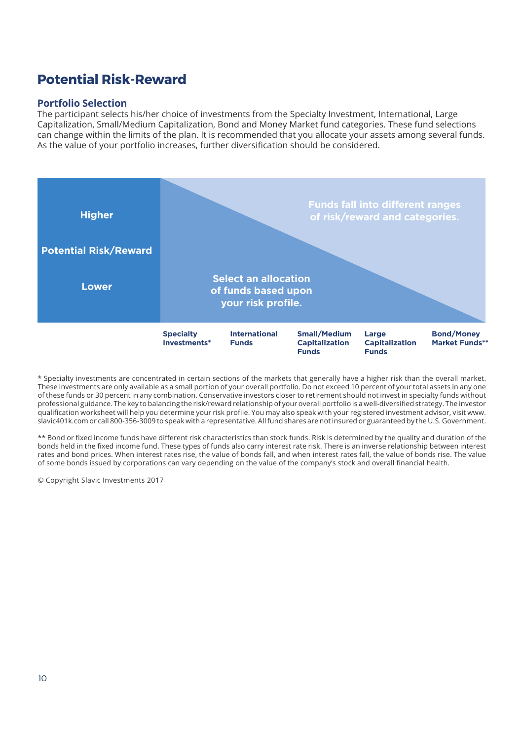# Potential Risk-Reward

## Portfolio Selection

The participant selects his/her choice of investments from the Specialty Investment, International, Large Capitalization, Small/Medium Capitalization, Bond and Money Market fund categories. These fund selections can change within the limits of the plan. It is recommended that you allocate your assets among several funds. As the value of your portfolio increases, further diversification should be considered.

**Higher**

**Potential Risk/Reward**

**Lower**

**Funds fall into different ranges of risk/reward and categories.**

**Select an allocation of funds based upon your risk profile.**

**Specialty Investments*** | **International Funds** | **Small/Medium Capitalization Funds** | **Large Capitalization Funds** | **Bond/Money Market Funds****

* Specialty investments are concentrated in certain sections of the markets that generally have a higher risk than the overall market. These investments are only available as a small portion of your overall portfolio. Do not exceed 10 percent of your total assets in any one of these funds or 30 percent in any combination. Conservative investors closer to retirement should not invest in specialty funds without professional guidance. The key to balancing the risk/reward relationship of your overall portfolio is a well-diversified strategy. The investor qualification worksheet will help you determine your risk profile. You may also speak with your registered investment advisor, visit www.slavic401k.com or call 800-356-3009 to speak with a representative. All fund shares are not insured or guaranteed by the U.S. Government.

** Bond or fixed income funds have different risk characteristics than stock funds. Risk is determined by the quality and duration of the bonds held in the fixed income fund. These types of funds also carry interest rate risk. There is an inverse relationship between interest rates and bond prices. When interest rates rise, the value of bonds fall, and when interest rates fall, the value of bonds rise. The value of some bonds issued by corporations can vary depending on the value of the company's stock and overall financial health.

© Copyright Slavic Investments 2017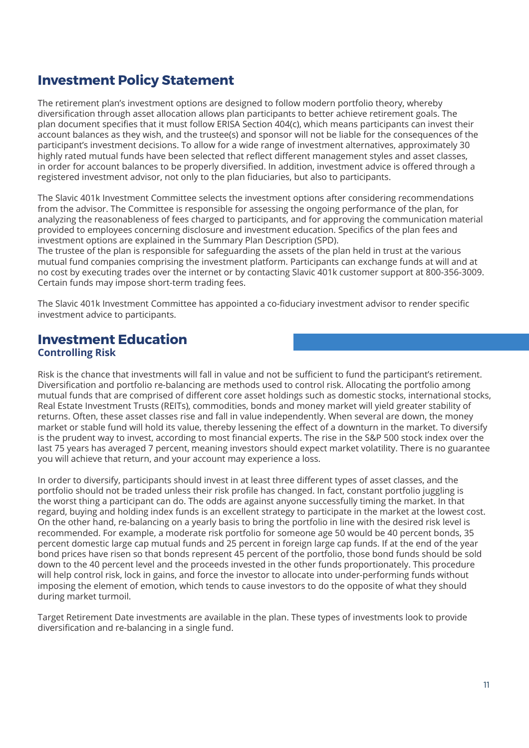## Investment Policy Statement

The retirement plan's investment options are designed to follow modern portfolio theory, whereby diversification through asset allocation allows plan participants to better achieve retirement goals. The plan document specifies that it must follow ERISA Section 404(c), which means participants can invest their account balances as they wish, and the trustee(s) and sponsor will not be liable for the consequences of the participant's investment decisions. To allow for a wide range of investment alternatives, approximately 30 highly rated mutual funds have been selected that reflect different management styles and asset classes, in order for account balances to be properly diversified. In addition, investment advice is offered through a registered investment advisor, not only to the plan fiduciaries, but also to participants.

The Slavic 401k Investment Committee selects the investment options after considering recommendations from the advisor. The Committee is responsible for assessing the ongoing performance of the plan, for analyzing the reasonableness of fees charged to participants, and for approving the communication material provided to employees concerning disclosure and investment education. Specifics of the plan fees and investment options are explained in the Summary Plan Description (SPD).
The trustee of the plan is responsible for safeguarding the assets of the plan held in trust at the various mutual fund companies comprising the investment platform. Participants can exchange funds at will and at no cost by executing trades over the internet or by contacting Slavic 401k customer support at 800-356-3009. Certain funds may impose short-term trading fees.

The Slavic 401k Investment Committee has appointed a co-fiduciary investment advisor to render specific investment advice to participants.

## Investment Education

### Controlling Risk

Risk is the chance that investments will fall in value and not be sufficient to fund the participant's retirement. Diversification and portfolio re-balancing are methods used to control risk. Allocating the portfolio among mutual funds that are comprised of different core asset holdings such as domestic stocks, international stocks, Real Estate Investment Trusts (REITs), commodities, bonds and money market will yield greater stability of returns. Often, these asset classes rise and fall in value independently. When several are down, the money market or stable fund will hold its value, thereby lessening the effect of a downturn in the market. To diversify is the prudent way to invest, according to most financial experts. The rise in the S&P 500 stock index over the last 75 years has averaged 7 percent, meaning investors should expect market volatility. There is no guarantee you will achieve that return, and your account may experience a loss.

In order to diversify, participants should invest in at least three different types of asset classes, and the portfolio should not be traded unless their risk profile has changed. In fact, constant portfolio juggling is the worst thing a participant can do. The odds are against anyone successfully timing the market. In that regard, buying and holding index funds is an excellent strategy to participate in the market at the lowest cost. On the other hand, re-balancing on a yearly basis to bring the portfolio in line with the desired risk level is recommended. For example, a moderate risk portfolio for someone age 50 would be 40 percent bonds, 35 percent domestic large cap mutual funds and 25 percent in foreign large cap funds. If at the end of the year bond prices have risen so that bonds represent 45 percent of the portfolio, those bond funds should be sold down to the 40 percent level and the proceeds invested in the other funds proportionately. This procedure will help control risk, lock in gains, and force the investor to allocate into under-performing funds without imposing the element of emotion, which tends to cause investors to do the opposite of what they should during market turmoil.

Target Retirement Date investments are available in the plan. These types of investments look to provide diversification and re-balancing in a single fund.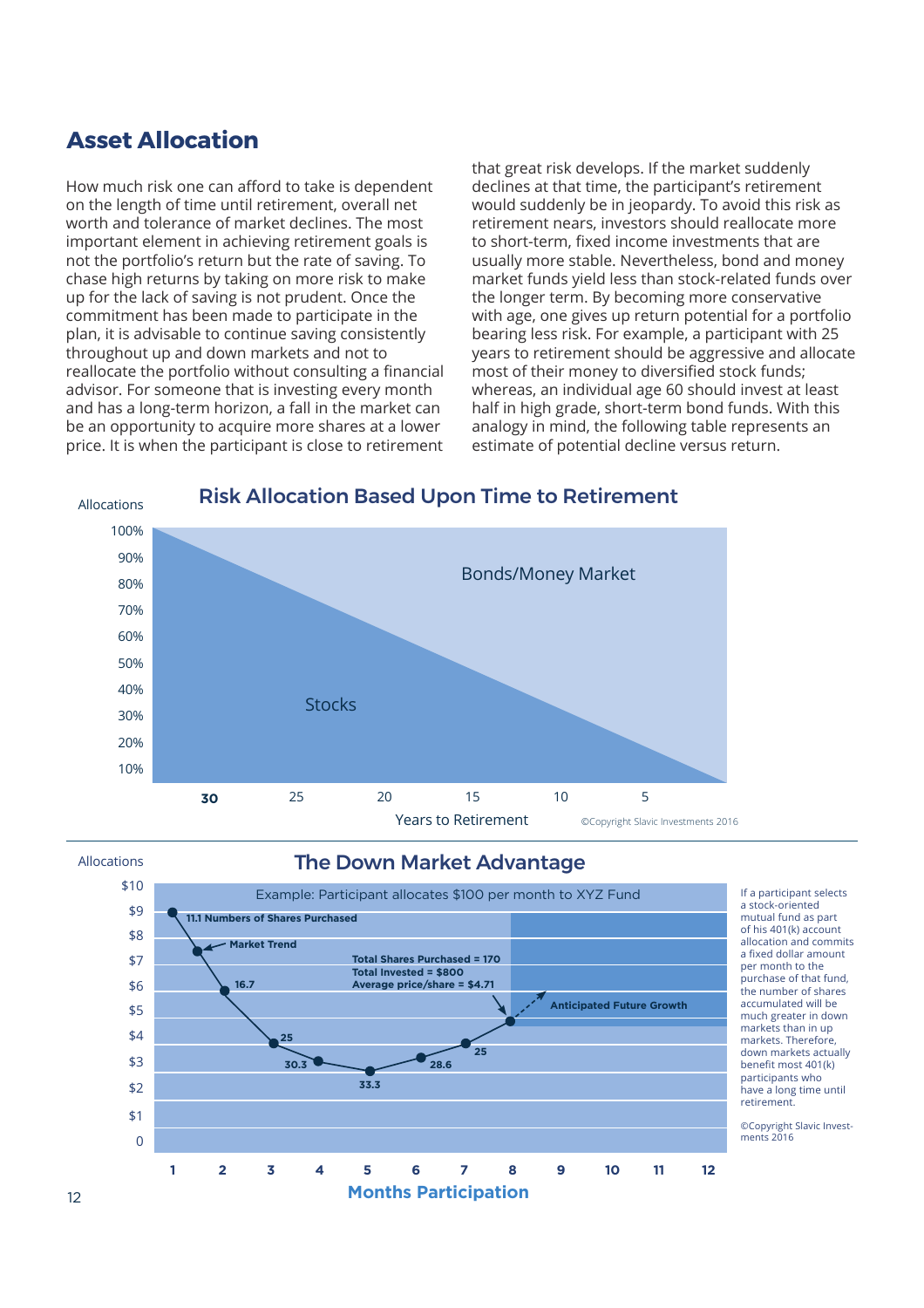## Asset Allocation

How much risk one can afford to take is dependent on the length of time until retirement, overall net worth and tolerance of market declines. The most important element in achieving retirement goals is not the portfolio's return but the rate of saving. To chase high returns by taking on more risk to make up for the lack of saving is not prudent. Once the commitment has been made to participate in the plan, it is advisable to continue saving consistently throughout up and down markets and not to reallocate the portfolio without consulting a financial advisor. For someone that is investing every month and has a long-term horizon, a fall in the market can be an opportunity to acquire more shares at a lower price. It is when the participant is close to retirement that great risk develops. If the market suddenly declines at that time, the participant's retirement would suddenly be in jeopardy. To avoid this risk as retirement nears, investors should reallocate more to short-term, fixed income investments that are usually more stable. Nevertheless, bond and money market funds yield less than stock-related funds over the longer term. By becoming more conservative with age, one gives up return potential for a portfolio bearing less risk. For example, a participant with 25 years to retirement should be aggressive and allocate most of their money to diversified stock funds; whereas, an individual age 60 should invest at least half in high grade, short-term bond funds. With this analogy in mind, the following table represents an estimate of potential decline versus return.

### Risk Allocation Based Upon Time to Retirement

Allocations: 100%, 90%, 80%, 70%, 60%, 50%, 40%, 30%, 20%, 10%

Bonds/Money Market

Stocks

Years to Retirement: 30, 25, 20, 15, 10, 5

©Copyright Slavic Investments 2016

### The Down Market Advantage

Allocations: $10, $9, $8, $7, $6, $5, $4, $3, $2, $1, 0

Example: Participant allocates $100 per month to XYZ Fund

11.1 Numbers of Shares Purchased

Market Trend

16.7

25

30.3

33.3

28.6

25

Total Shares Purchased = 170
Total Invested = $800
Average price/share = $4.71

Anticipated Future Growth

Months Participation: 1, 2, 3, 4, 5, 6, 7, 8, 9, 10, 11, 12

If a participant selects a stock-oriented mutual fund as part of his 401(k) account allocation and commits a fixed dollar amount per month to the purchase of that fund, the number of shares accumulated will be much greater in down markets than in up markets. Therefore, down markets actually benefit most 401(k) participants who have a long time until retirement.

©Copyright Slavic Investments 2016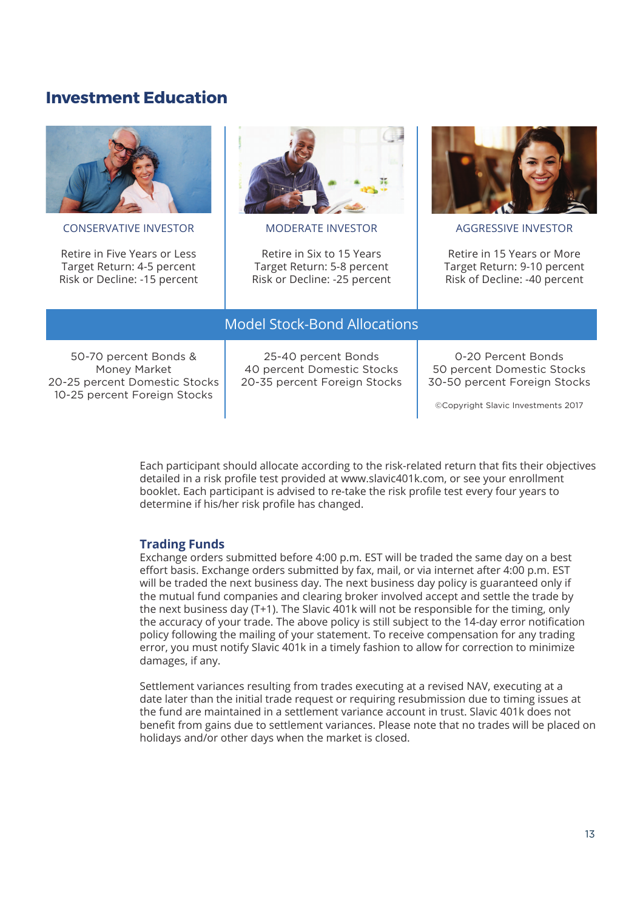## Investment Education

| CONSERVATIVE INVESTOR | MODERATE INVESTOR | AGGRESSIVE INVESTOR |
|---|---|---|
| Retire in Five Years or Less<br>Target Return: 4-5 percent<br>Risk or Decline: -15 percent | Retire in Six to 15 Years<br>Target Return: 5-8 percent<br>Risk or Decline: -25 percent | Retire in 15 Years or More<br>Target Return: 9-10 percent<br>Risk of Decline: -40 percent |
| **Model Stock-Bond Allocations** | | |
| 50-70 percent Bonds & Money Market<br>20-25 percent Domestic Stocks<br>10-25 percent Foreign Stocks | 25-40 percent Bonds<br>40 percent Domestic Stocks<br>20-35 percent Foreign Stocks | 0-20 Percent Bonds<br>50 percent Domestic Stocks<br>30-50 percent Foreign Stocks |

©Copyright Slavic Investments 2017

Each participant should allocate according to the risk-related return that fits their objectives detailed in a risk profile test provided at www.slavic401k.com, or see your enrollment booklet. Each participant is advised to re-take the risk profile test every four years to determine if his/her risk profile has changed.

### Trading Funds

Exchange orders submitted before 4:00 p.m. EST will be traded the same day on a best effort basis. Exchange orders submitted by fax, mail, or via internet after 4:00 p.m. EST will be traded the next business day. The next business day policy is guaranteed only if the mutual fund companies and clearing broker involved accept and settle the trade by the next business day (T+1). The Slavic 401k will not be responsible for the timing, only the accuracy of your trade. The above policy is still subject to the 14-day error notification policy following the mailing of your statement. To receive compensation for any trading error, you must notify Slavic 401k in a timely fashion to allow for correction to minimize damages, if any.

Settlement variances resulting from trades executing at a revised NAV, executing at a date later than the initial trade request or requiring resubmission due to timing issues at the fund are maintained in a settlement variance account in trust. Slavic 401k does not benefit from gains due to settlement variances. Please note that no trades will be placed on holidays and/or other days when the market is closed.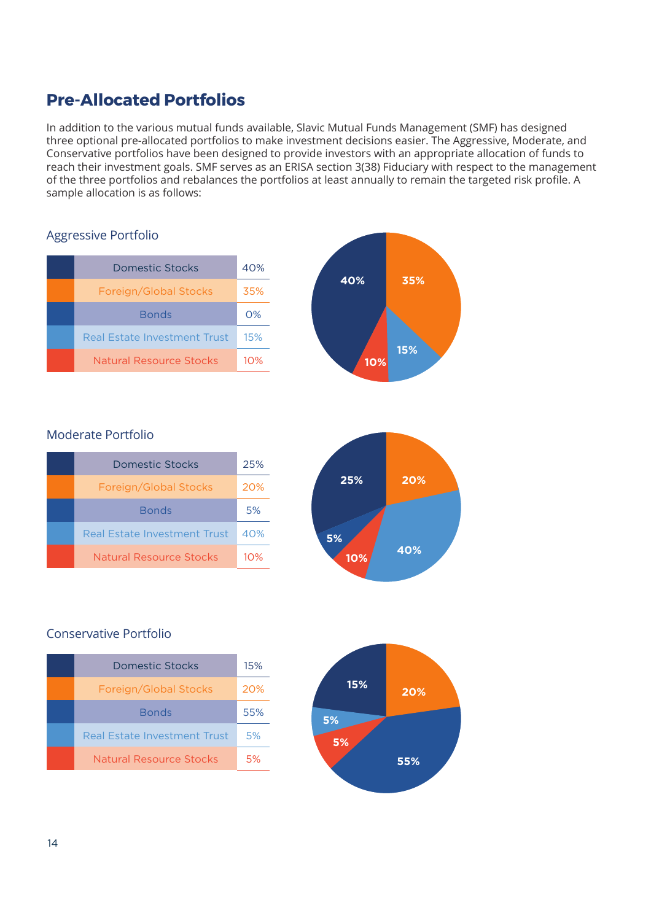## Pre-Allocated Portfolios

In addition to the various mutual funds available, Slavic Mutual Funds Management (SMF) has designed three optional pre-allocated portfolios to make investment decisions easier. The Aggressive, Moderate, and Conservative portfolios have been designed to provide investors with an appropriate allocation of funds to reach their investment goals. SMF serves as an ERISA section 3(38) Fiduciary with respect to the management of the three portfolios and rebalances the portfolios at least annually to remain the targeted risk profile. A sample allocation is as follows:

### Aggressive Portfolio

| Asset Class | Allocation |
| --- | --- |
| Domestic Stocks | 40% |
| Foreign/Global Stocks | 35% |
| Bonds | 0% |
| Real Estate Investment Trust | 15% |
| Natural Resource Stocks | 10% |

### Moderate Portfolio

| Asset Class | Allocation |
| --- | --- |
| Domestic Stocks | 25% |
| Foreign/Global Stocks | 20% |
| Bonds | 5% |
| Real Estate Investment Trust | 40% |
| Natural Resource Stocks | 10% |

### Conservative Portfolio

| Asset Class | Allocation |
| --- | --- |
| Domestic Stocks | 15% |
| Foreign/Global Stocks | 20% |
| Bonds | 55% |
| Real Estate Investment Trust | 5% |
| Natural Resource Stocks | 5% |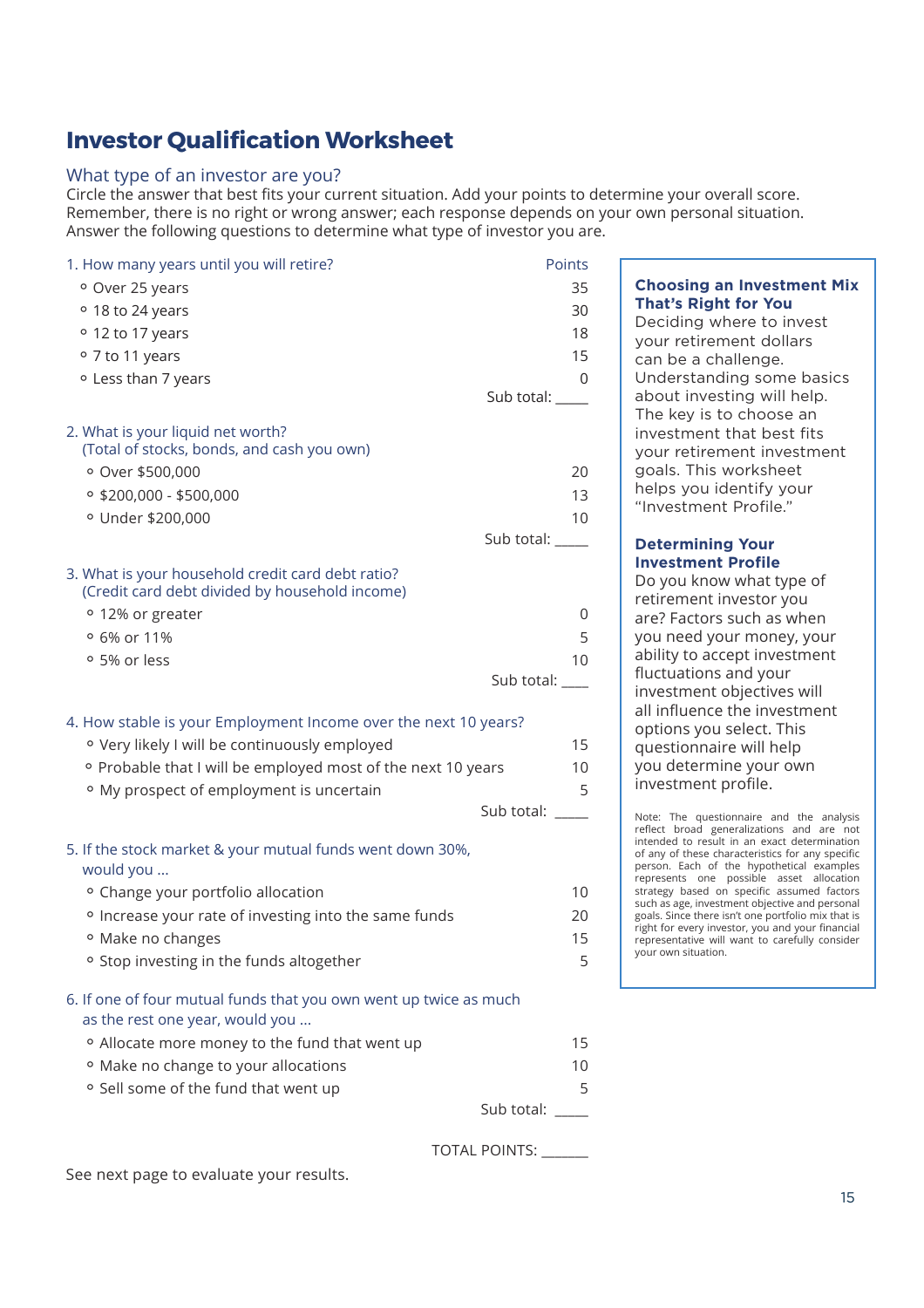# Investor Qualification Worksheet

## What type of an investor are you?

Circle the answer that best fits your current situation. Add your points to determine your overall score. Remember, there is no right or wrong answer; each response depends on your own personal situation. Answer the following questions to determine what type of investor you are.

| 1. How many years until you will retire? | Points |
|---|---|
| ◦ Over 25 years | 35 |
| ◦ 18 to 24 years | 30 |
| ◦ 12 to 17 years | 18 |
| ◦ 7 to 11 years | 15 |
| ◦ Less than 7 years | 0 |
| | Sub total: _____ |

| 2. What is your liquid net worth? (Total of stocks, bonds, and cash you own) | |
|---|---|
| ◦ Over $500,000 | 20 |
| ◦ $200,000 - $500,000 | 13 |
| ◦ Under $200,000 | 10 |
| | Sub total: _____ |

| 3. What is your household credit card debt ratio? (Credit card debt divided by household income) | |
|---|---|
| ◦ 12% or greater | 0 |
| ◦ 6% or 11% | 5 |
| ◦ 5% or less | 10 |
| | Sub total: ____ |

| 4. How stable is your Employment Income over the next 10 years? | |
|---|---|
| ◦ Very likely I will be continuously employed | 15 |
| ◦ Probable that I will be employed most of the next 10 years | 10 |
| ◦ My prospect of employment is uncertain | 5 |
| | Sub total: _____ |

| 5. If the stock market & your mutual funds went down 30%, would you ... | |
|---|---|
| ◦ Change your portfolio allocation | 10 |
| ◦ Increase your rate of investing into the same funds | 20 |
| ◦ Make no changes | 15 |
| ◦ Stop investing in the funds altogether | 5 |

| 6. If one of four mutual funds that you own went up twice as much as the rest one year, would you ... | |
|---|---|
| ◦ Allocate more money to the fund that went up | 15 |
| ◦ Make no change to your allocations | 10 |
| ◦ Sell some of the fund that went up | 5 |
| | Sub total: _____ |

TOTAL POINTS: ______

See next page to evaluate your results.

### Choosing an Investment Mix That's Right for You

Deciding where to invest your retirement dollars can be a challenge. Understanding some basics about investing will help. The key is to choose an investment that best fits your retirement investment goals. This worksheet helps you identify your "Investment Profile."

### Determining Your Investment Profile

Do you know what type of retirement investor you are? Factors such as when you need your money, your ability to accept investment fluctuations and your investment objectives will all influence the investment options you select. This questionnaire will help you determine your own investment profile.

Note: The questionnaire and the analysis reflect broad generalizations and are not intended to result in an exact determination of any of these characteristics for any specific person. Each of the hypothetical examples represents one possible asset allocation strategy based on specific assumed factors such as age, investment objective and personal goals. Since there isn't one portfolio mix that is right for every investor, you and your financial representative will want to carefully consider your own situation.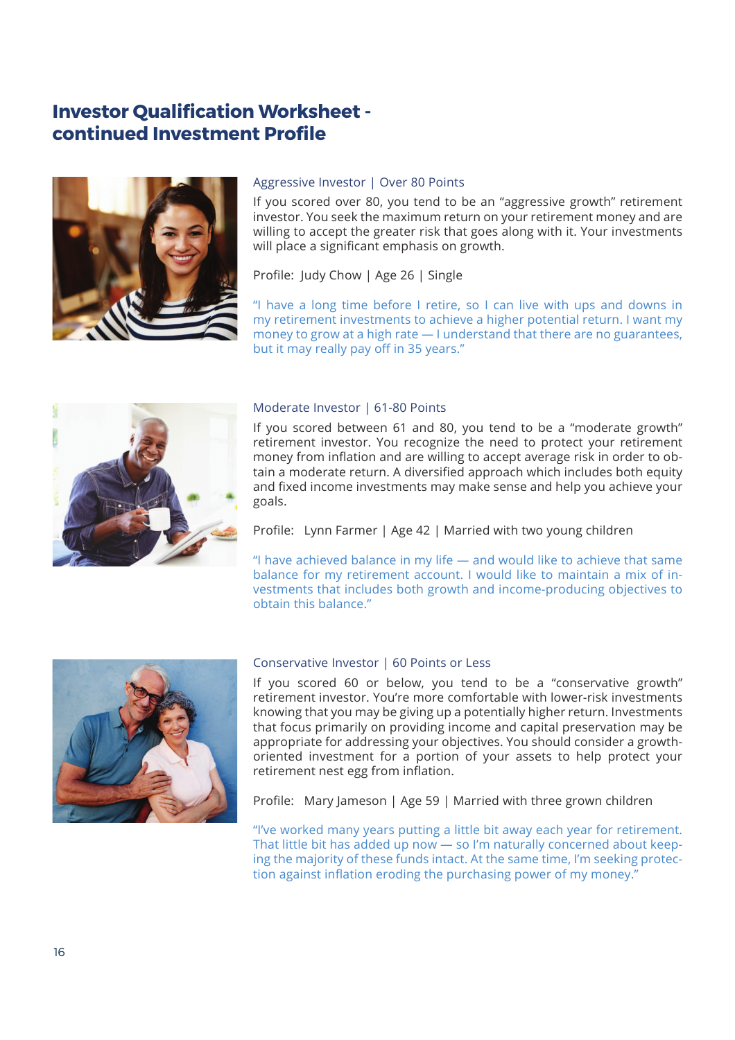# Investor Qualification Worksheet - continued Investment Profile

### Aggressive Investor | Over 80 Points

If you scored over 80, you tend to be an "aggressive growth" retirement investor. You seek the maximum return on your retirement money and are willing to accept the greater risk that goes along with it. Your investments will place a significant emphasis on growth.

Profile: Judy Chow | Age 26 | Single

"I have a long time before I retire, so I can live with ups and downs in my retirement investments to achieve a higher potential return. I want my money to grow at a high rate — I understand that there are no guarantees, but it may really pay off in 35 years."

### Moderate Investor | 61-80 Points

If you scored between 61 and 80, you tend to be a "moderate growth" retirement investor. You recognize the need to protect your retirement money from inflation and are willing to accept average risk in order to obtain a moderate return. A diversified approach which includes both equity and fixed income investments may make sense and help you achieve your goals.

Profile: Lynn Farmer | Age 42 | Married with two young children

"I have achieved balance in my life — and would like to achieve that same balance for my retirement account. I would like to maintain a mix of investments that includes both growth and income-producing objectives to obtain this balance."

### Conservative Investor | 60 Points or Less

If you scored 60 or below, you tend to be a "conservative growth" retirement investor. You're more comfortable with lower-risk investments knowing that you may be giving up a potentially higher return. Investments that focus primarily on providing income and capital preservation may be appropriate for addressing your objectives. You should consider a growth-oriented investment for a portion of your assets to help protect your retirement nest egg from inflation.

Profile: Mary Jameson | Age 59 | Married with three grown children

"I've worked many years putting a little bit away each year for retirement. That little bit has added up now — so I'm naturally concerned about keeping the majority of these funds intact. At the same time, I'm seeking protection against inflation eroding the purchasing power of my money."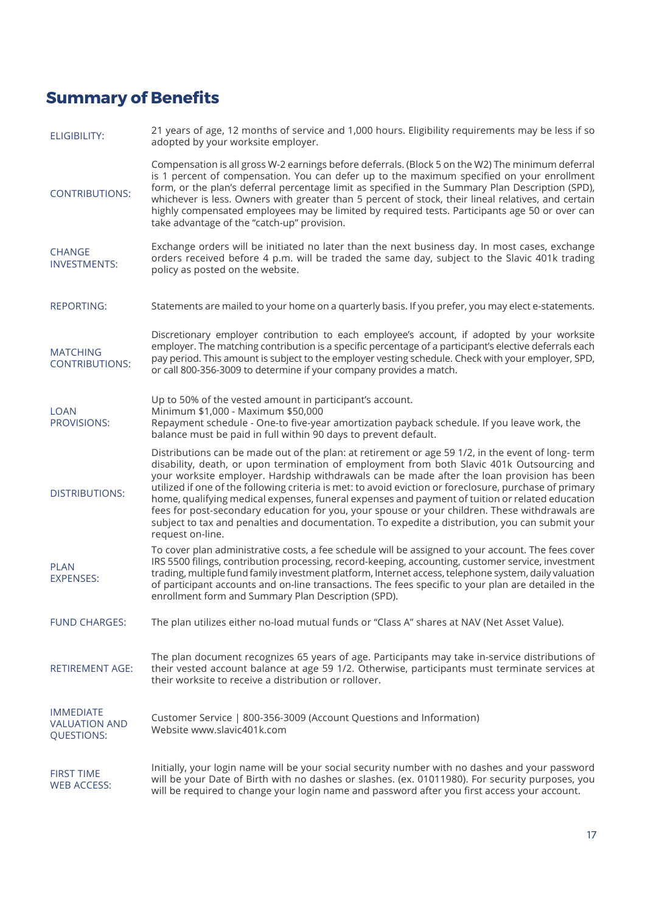# Summary of Benefits

| | |
|---|---|
| ELIGIBILITY: | 21 years of age, 12 months of service and 1,000 hours. Eligibility requirements may be less if so adopted by your worksite employer. |
| CONTRIBUTIONS: | Compensation is all gross W-2 earnings before deferrals. (Block 5 on the W2) The minimum deferral is 1 percent of compensation. You can defer up to the maximum specified on your enrollment form, or the plan's deferral percentage limit as specified in the Summary Plan Description (SPD), whichever is less. Owners with greater than 5 percent of stock, their lineal relatives, and certain highly compensated employees may be limited by required tests. Participants age 50 or over can take advantage of the "catch-up" provision. |
| CHANGE INVESTMENTS: | Exchange orders will be initiated no later than the next business day. In most cases, exchange orders received before 4 p.m. will be traded the same day, subject to the Slavic 401k trading policy as posted on the website. |
| REPORTING: | Statements are mailed to your home on a quarterly basis. If you prefer, you may elect e-statements. |
| MATCHING CONTRIBUTIONS: | Discretionary employer contribution to each employee's account, if adopted by your worksite employer. The matching contribution is a specific percentage of a participant's elective deferrals each pay period. This amount is subject to the employer vesting schedule. Check with your employer, SPD, or call 800-356-3009 to determine if your company provides a match. |
| LOAN PROVISIONS: | Up to 50% of the vested amount in participant's account.<br>Minimum $1,000 - Maximum $50,000<br>Repayment schedule - One-to five-year amortization payback schedule. If you leave work, the balance must be paid in full within 90 days to prevent default. |
| DISTRIBUTIONS: | Distributions can be made out of the plan: at retirement or age 59 1/2, in the event of long- term disability, death, or upon termination of employment from both Slavic 401k Outsourcing and your worksite employer. Hardship withdrawals can be made after the loan provision has been utilized if one of the following criteria is met: to avoid eviction or foreclosure, purchase of primary home, qualifying medical expenses, funeral expenses and payment of tuition or related education fees for post-secondary education for you, your spouse or your children. These withdrawals are subject to tax and penalties and documentation. To expedite a distribution, you can submit your request on-line. |
| PLAN EXPENSES: | To cover plan administrative costs, a fee schedule will be assigned to your account. The fees cover IRS 5500 filings, contribution processing, record-keeping, accounting, customer service, investment trading, multiple fund family investment platform, Internet access, telephone system, daily valuation of participant accounts and on-line transactions. The fees specific to your plan are detailed in the enrollment form and Summary Plan Description (SPD). |
| FUND CHARGES: | The plan utilizes either no-load mutual funds or "Class A" shares at NAV (Net Asset Value). |
| RETIREMENT AGE: | The plan document recognizes 65 years of age. Participants may take in-service distributions of their vested account balance at age 59 1/2. Otherwise, participants must terminate services at their worksite to receive a distribution or rollover. |
| IMMEDIATE VALUATION AND QUESTIONS: | Customer Service \| 800-356-3009 (Account Questions and Information)<br>Website www.slavic401k.com |
| FIRST TIME WEB ACCESS: | Initially, your login name will be your social security number with no dashes and your password will be your Date of Birth with no dashes or slashes. (ex. 01011980). For security purposes, you will be required to change your login name and password after you first access your account. |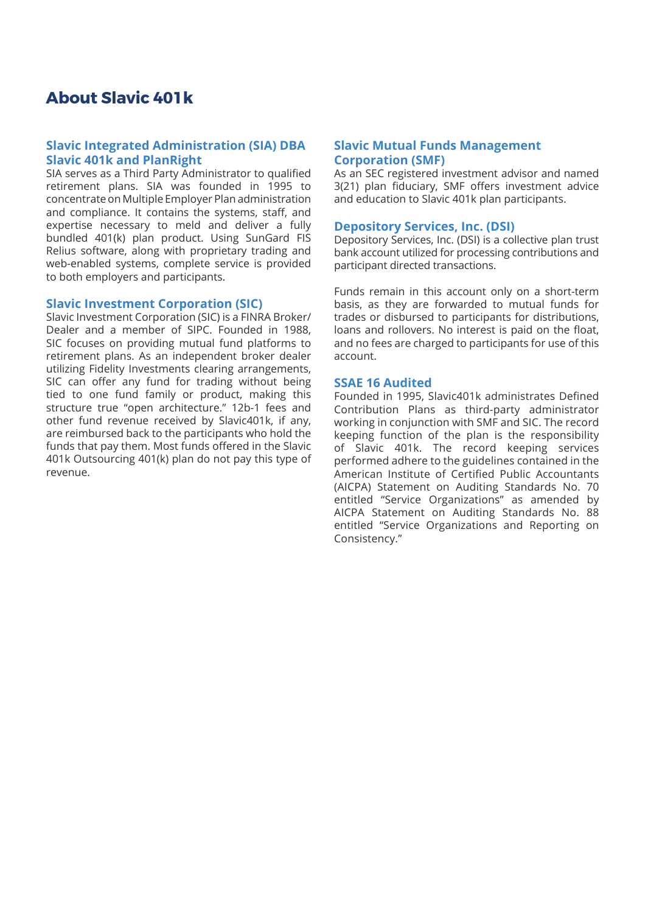# About Slavic 401k

## Slavic Integrated Administration (SIA) DBA Slavic 401k and PlanRight

SIA serves as a Third Party Administrator to qualified retirement plans. SIA was founded in 1995 to concentrate on Multiple Employer Plan administration and compliance. It contains the systems, staff, and expertise necessary to meld and deliver a fully bundled 401(k) plan product. Using SunGard FIS Relius software, along with proprietary trading and web-enabled systems, complete service is provided to both employers and participants.

## Slavic Investment Corporation (SIC)

Slavic Investment Corporation (SIC) is a FINRA Broker/ Dealer and a member of SIPC. Founded in 1988, SIC focuses on providing mutual fund platforms to retirement plans. As an independent broker dealer utilizing Fidelity Investments clearing arrangements, SIC can offer any fund for trading without being tied to one fund family or product, making this structure true "open architecture." 12b-1 fees and other fund revenue received by Slavic401k, if any, are reimbursed back to the participants who hold the funds that pay them. Most funds offered in the Slavic 401k Outsourcing 401(k) plan do not pay this type of revenue.

## Slavic Mutual Funds Management Corporation (SMF)

As an SEC registered investment advisor and named 3(21) plan fiduciary, SMF offers investment advice and education to Slavic 401k plan participants.

## Depository Services, Inc. (DSI)

Depository Services, Inc. (DSI) is a collective plan trust bank account utilized for processing contributions and participant directed transactions.

Funds remain in this account only on a short-term basis, as they are forwarded to mutual funds for trades or disbursed to participants for distributions, loans and rollovers. No interest is paid on the float, and no fees are charged to participants for use of this account.

## SSAE 16 Audited

Founded in 1995, Slavic401k administrates Defined Contribution Plans as third-party administrator working in conjunction with SMF and SIC. The record keeping function of the plan is the responsibility of Slavic 401k. The record keeping services performed adhere to the guidelines contained in the American Institute of Certified Public Accountants (AICPA) Statement on Auditing Standards No. 70 entitled "Service Organizations" as amended by AICPA Statement on Auditing Standards No. 88 entitled "Service Organizations and Reporting on Consistency."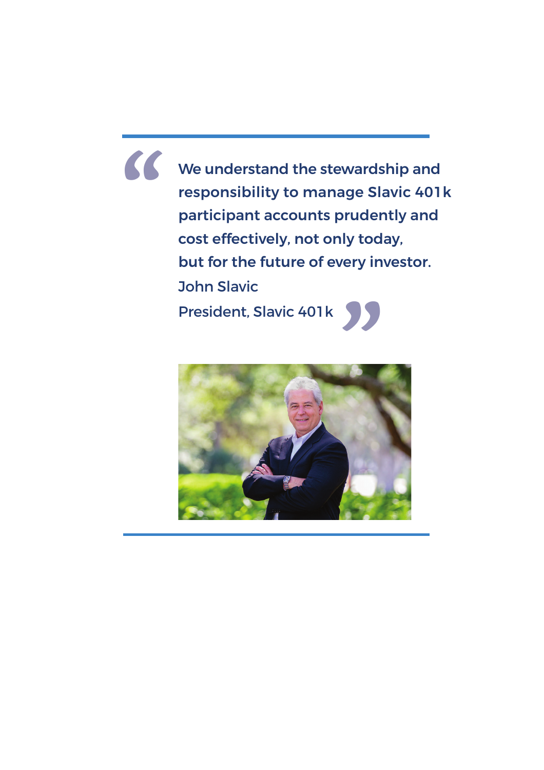> We understand the stewardship and responsibility to manage Slavic 401k participant accounts prudently and cost effectively, not only today, but for the future of every investor.
>
> John Slavic
>
> President, Slavic 401k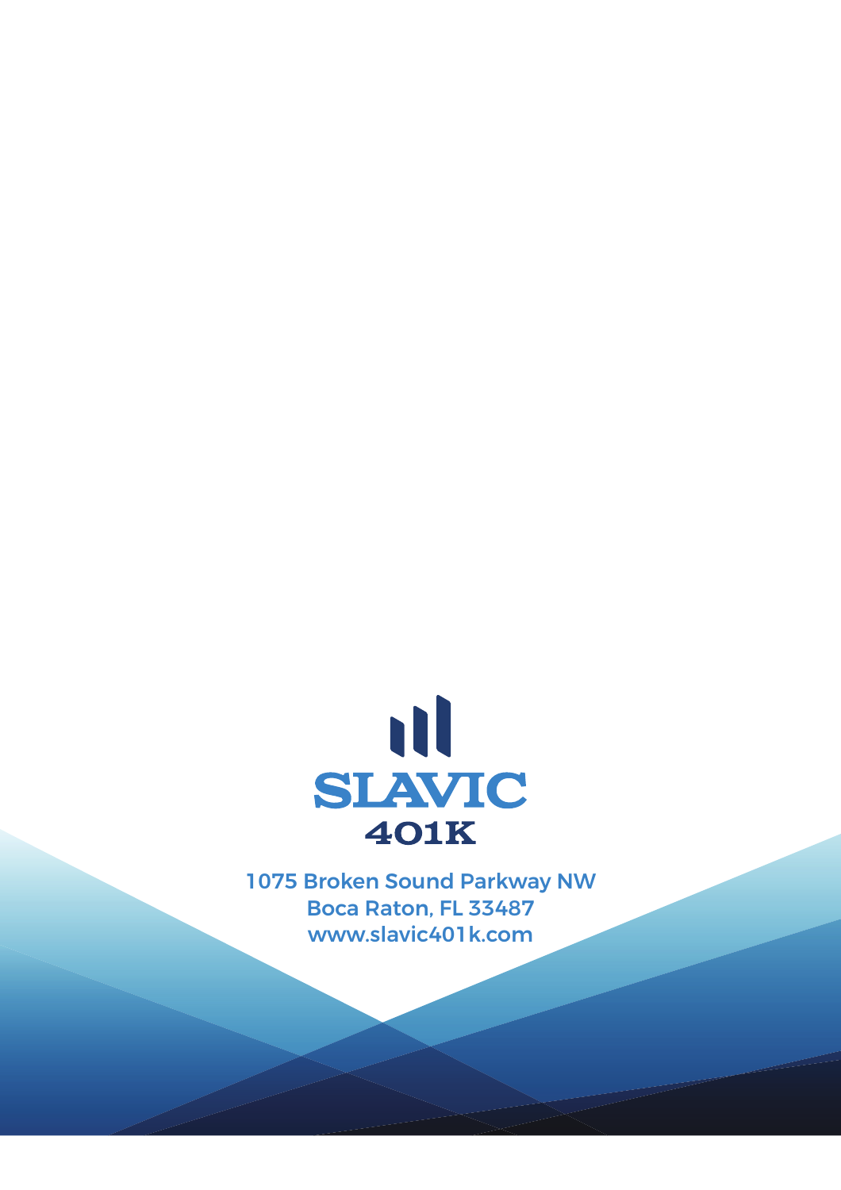SLAVIC
401K

1075 Broken Sound Parkway NW
Boca Raton, FL 33487
www.slavic401k.com